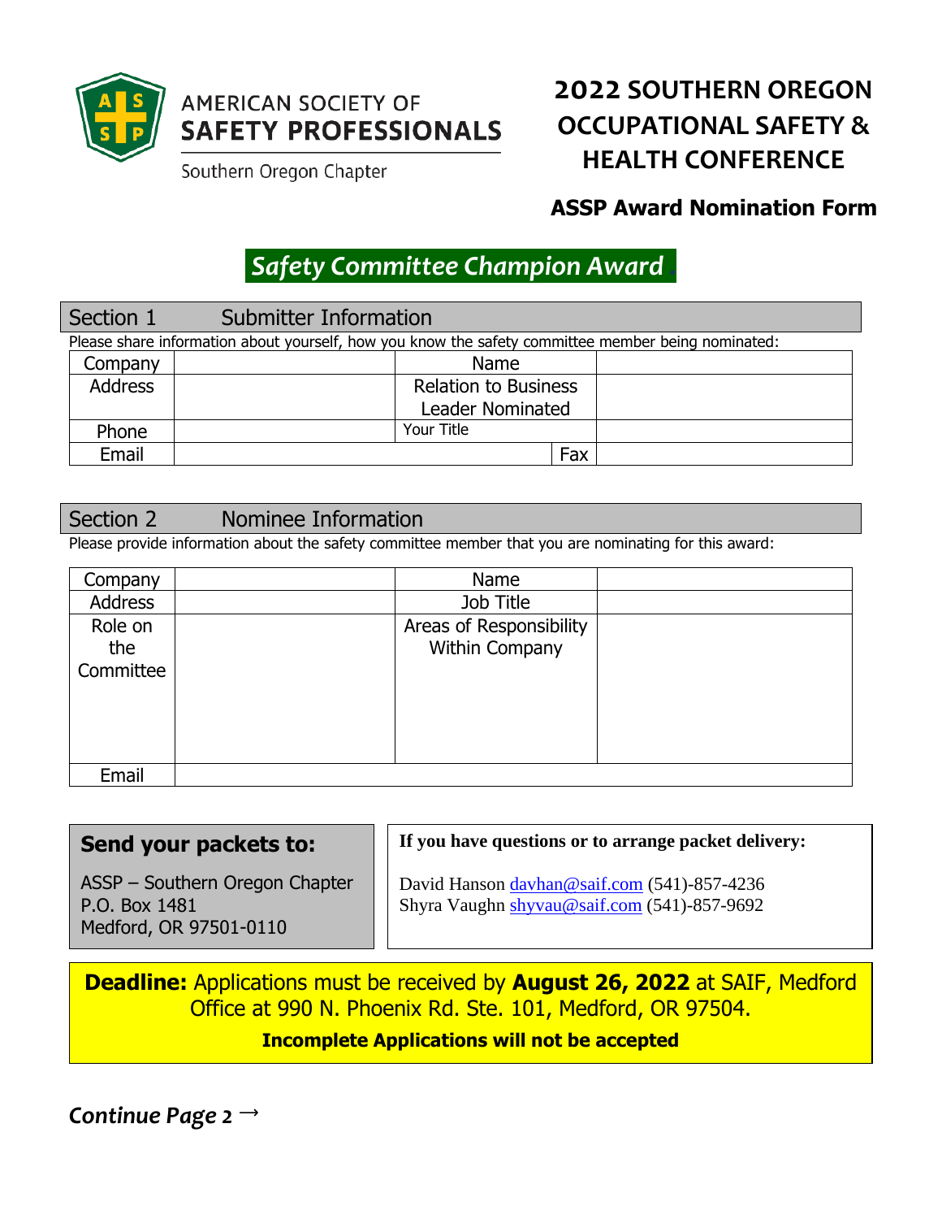AMERICAN SOCIETY OF **SAFETY PROFESSIONALS**

Southern Oregon Chapter

# 2022 SOUTHERN OREGON OCCUPATIONAL SAFETY & HEALTH CONFERENCE

## ASSP Award Nomination Form

## *Safety Committee Champion Award*

### Section 1 Submitter Information

Please share information about yourself, how you know the safety committee member being nominated:

| Company | | Name | | |
|---|---|---|---|---|
| Address | | Relation to Business Leader Nominated | | |
| Phone | | Your Title | | |
| Email | | | Fax | |

### Section 2 Nominee Information

Please provide information about the safety committee member that you are nominating for this award:

| Company | | Name | |
|---|---|---|---|
| Address | | Job Title | |
| Role on the Committee | | Areas of Responsibility Within Company | |
| Email | | | |

**Send your packets to:**

ASSP – Southern Oregon Chapter
P.O. Box 1481
Medford, OR 97501-0110

**If you have questions or to arrange packet delivery:**

David Hanson davhan@saif.com (541)-857-4236
Shyra Vaughn shyvau@saif.com (541)-857-9692

**Deadline:** Applications must be received by **August 26, 2022** at SAIF, Medford Office at 990 N. Phoenix Rd. Ste. 101, Medford, OR 97504.

**Incomplete Applications will not be accepted**

*Continue Page 2* →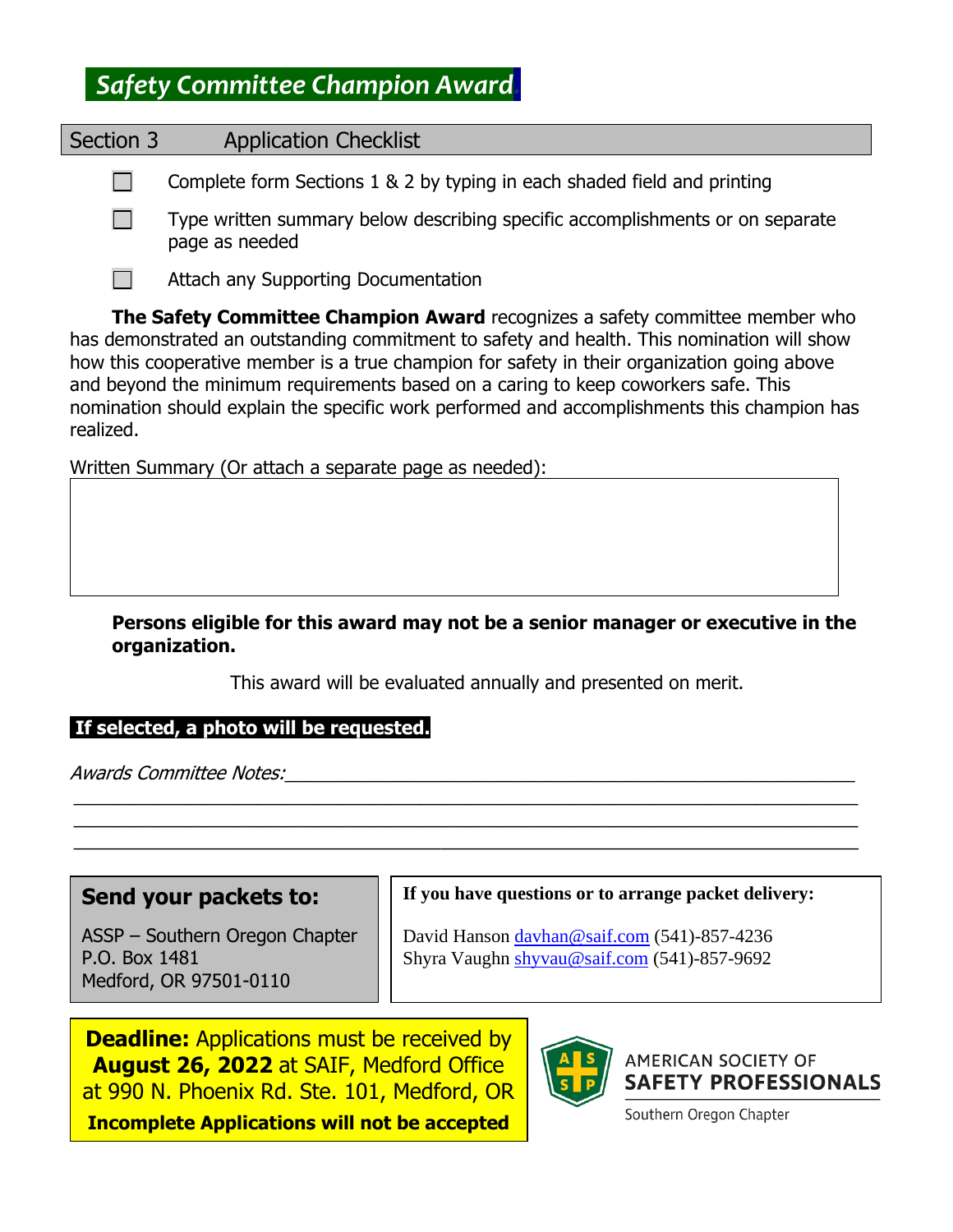# Safety Committee Champion Award

## Section 3 Application Checklist

- ☐ Complete form Sections 1 & 2 by typing in each shaded field and printing
- ☐ Type written summary below describing specific accomplishments or on separate page as needed
- ☐ Attach any Supporting Documentation

**The Safety Committee Champion Award** recognizes a safety committee member who has demonstrated an outstanding commitment to safety and health. This nomination will show how this cooperative member is a true champion for safety in their organization going above and beyond the minimum requirements based on a caring to keep coworkers safe. This nomination should explain the specific work performed and accomplishments this champion has realized.

Written Summary (Or attach a separate page as needed):

**Persons eligible for this award may not be a senior manager or executive in the organization.**

This award will be evaluated annually and presented on merit.

**If selected, a photo will be requested.**

*Awards Committee Notes:*___________________________________________________

______________________________________________________________________

______________________________________________________________________

______________________________________________________________________

**Send your packets to:**

ASSP – Southern Oregon Chapter
P.O. Box 1481
Medford, OR 97501-0110

**If you have questions or to arrange packet delivery:**

David Hanson davhan@saif.com (541)-857-4236
Shyra Vaughn shyvau@saif.com (541)-857-9692

**Deadline:** Applications must be received by **August 26, 2022** at SAIF, Medford Office at 990 N. Phoenix Rd. Ste. 101, Medford, OR

**Incomplete Applications will not be accepted**

AMERICAN SOCIETY OF SAFETY PROFESSIONALS
Southern Oregon Chapter